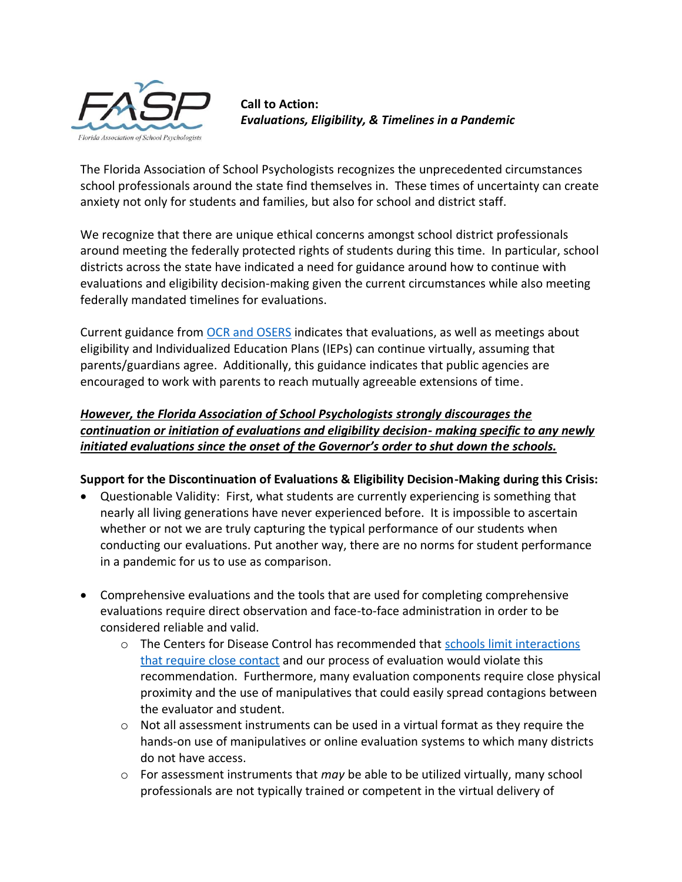FASP

Florida Association of School Psychologists

**Call to Action:**
***Evaluations, Eligibility, & Timelines in a Pandemic***

The Florida Association of School Psychologists recognizes the unprecedented circumstances school professionals around the state find themselves in. These times of uncertainty can create anxiety not only for students and families, but also for school and district staff.

We recognize that there are unique ethical concerns amongst school district professionals around meeting the federally protected rights of students during this time. In particular, school districts across the state have indicated a need for guidance around how to continue with evaluations and eligibility decision-making given the current circumstances while also meeting federally mandated timelines for evaluations.

Current guidance from OCR and OSERS indicates that evaluations, as well as meetings about eligibility and Individualized Education Plans (IEPs) can continue virtually, assuming that parents/guardians agree. Additionally, this guidance indicates that public agencies are encouraged to work with parents to reach mutually agreeable extensions of time.

***<u>However, the Florida Association of School Psychologists strongly discourages the continuation or initiation of evaluations and eligibility decision- making specific to any newly initiated evaluations since the onset of the Governor's order to shut down the schools.</u>***

**Support for the Discontinuation of Evaluations & Eligibility Decision-Making during this Crisis:**

- Questionable Validity: First, what students are currently experiencing is something that nearly all living generations have never experienced before. It is impossible to ascertain whether or not we are truly capturing the typical performance of our students when conducting our evaluations. Put another way, there are no norms for student performance in a pandemic for us to use as comparison.

- Comprehensive evaluations and the tools that are used for completing comprehensive evaluations require direct observation and face-to-face administration in order to be considered reliable and valid.
  - The Centers for Disease Control has recommended that schools limit interactions that require close contact and our process of evaluation would violate this recommendation. Furthermore, many evaluation components require close physical proximity and the use of manipulatives that could easily spread contagions between the evaluator and student.
  - Not all assessment instruments can be used in a virtual format as they require the hands-on use of manipulatives or online evaluation systems to which many districts do not have access.
  - For assessment instruments that *may* be able to be utilized virtually, many school professionals are not typically trained or competent in the virtual delivery of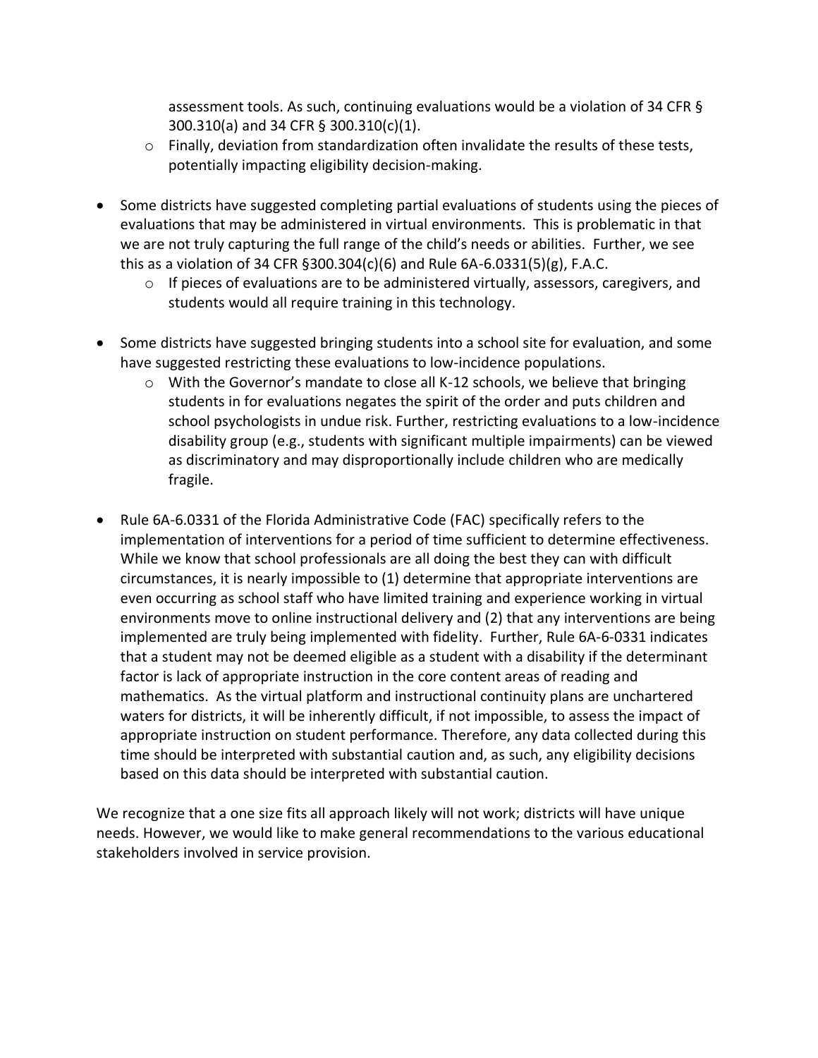assessment tools. As such, continuing evaluations would be a violation of 34 CFR § 300.310(a) and 34 CFR § 300.310(c)(1).
  - Finally, deviation from standardization often invalidate the results of these tests, potentially impacting eligibility decision-making.

- Some districts have suggested completing partial evaluations of students using the pieces of evaluations that may be administered in virtual environments. This is problematic in that we are not truly capturing the full range of the child's needs or abilities. Further, we see this as a violation of 34 CFR §300.304(c)(6) and Rule 6A-6.0331(5)(g), F.A.C.
  - If pieces of evaluations are to be administered virtually, assessors, caregivers, and students would all require training in this technology.

- Some districts have suggested bringing students into a school site for evaluation, and some have suggested restricting these evaluations to low-incidence populations.
  - With the Governor's mandate to close all K-12 schools, we believe that bringing students in for evaluations negates the spirit of the order and puts children and school psychologists in undue risk. Further, restricting evaluations to a low-incidence disability group (e.g., students with significant multiple impairments) can be viewed as discriminatory and may disproportionally include children who are medically fragile.

- Rule 6A-6.0331 of the Florida Administrative Code (FAC) specifically refers to the implementation of interventions for a period of time sufficient to determine effectiveness. While we know that school professionals are all doing the best they can with difficult circumstances, it is nearly impossible to (1) determine that appropriate interventions are even occurring as school staff who have limited training and experience working in virtual environments move to online instructional delivery and (2) that any interventions are being implemented are truly being implemented with fidelity. Further, Rule 6A-6-0331 indicates that a student may not be deemed eligible as a student with a disability if the determinant factor is lack of appropriate instruction in the core content areas of reading and mathematics. As the virtual platform and instructional continuity plans are unchartered waters for districts, it will be inherently difficult, if not impossible, to assess the impact of appropriate instruction on student performance. Therefore, any data collected during this time should be interpreted with substantial caution and, as such, any eligibility decisions based on this data should be interpreted with substantial caution.

We recognize that a one size fits all approach likely will not work; districts will have unique needs. However, we would like to make general recommendations to the various educational stakeholders involved in service provision.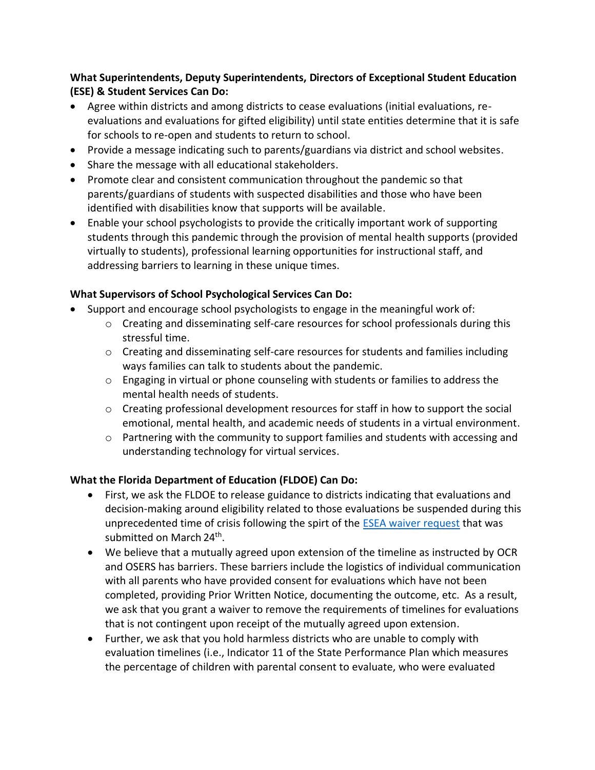**What Superintendents, Deputy Superintendents, Directors of Exceptional Student Education (ESE) & Student Services Can Do:**

- Agree within districts and among districts to cease evaluations (initial evaluations, re-evaluations and evaluations for gifted eligibility) until state entities determine that it is safe for schools to re-open and students to return to school.
- Provide a message indicating such to parents/guardians via district and school websites.
- Share the message with all educational stakeholders.
- Promote clear and consistent communication throughout the pandemic so that parents/guardians of students with suspected disabilities and those who have been identified with disabilities know that supports will be available.
- Enable your school psychologists to provide the critically important work of supporting students through this pandemic through the provision of mental health supports (provided virtually to students), professional learning opportunities for instructional staff, and addressing barriers to learning in these unique times.

**What Supervisors of School Psychological Services Can Do:**

- Support and encourage school psychologists to engage in the meaningful work of:
    - Creating and disseminating self-care resources for school professionals during this stressful time.
    - Creating and disseminating self-care resources for students and families including ways families can talk to students about the pandemic.
    - Engaging in virtual or phone counseling with students or families to address the mental health needs of students.
    - Creating professional development resources for staff in how to support the social emotional, mental health, and academic needs of students in a virtual environment.
    - Partnering with the community to support families and students with accessing and understanding technology for virtual services.

**What the Florida Department of Education (FLDOE) Can Do:**

- First, we ask the FLDOE to release guidance to districts indicating that evaluations and decision-making around eligibility related to those evaluations be suspended during this unprecedented time of crisis following the spirt of the ESEA waiver request that was submitted on March 24th.
- We believe that a mutually agreed upon extension of the timeline as instructed by OCR and OSERS has barriers. These barriers include the logistics of individual communication with all parents who have provided consent for evaluations which have not been completed, providing Prior Written Notice, documenting the outcome, etc. As a result, we ask that you grant a waiver to remove the requirements of timelines for evaluations that is not contingent upon receipt of the mutually agreed upon extension.
- Further, we ask that you hold harmless districts who are unable to comply with evaluation timelines (i.e., Indicator 11 of the State Performance Plan which measures the percentage of children with parental consent to evaluate, who were evaluated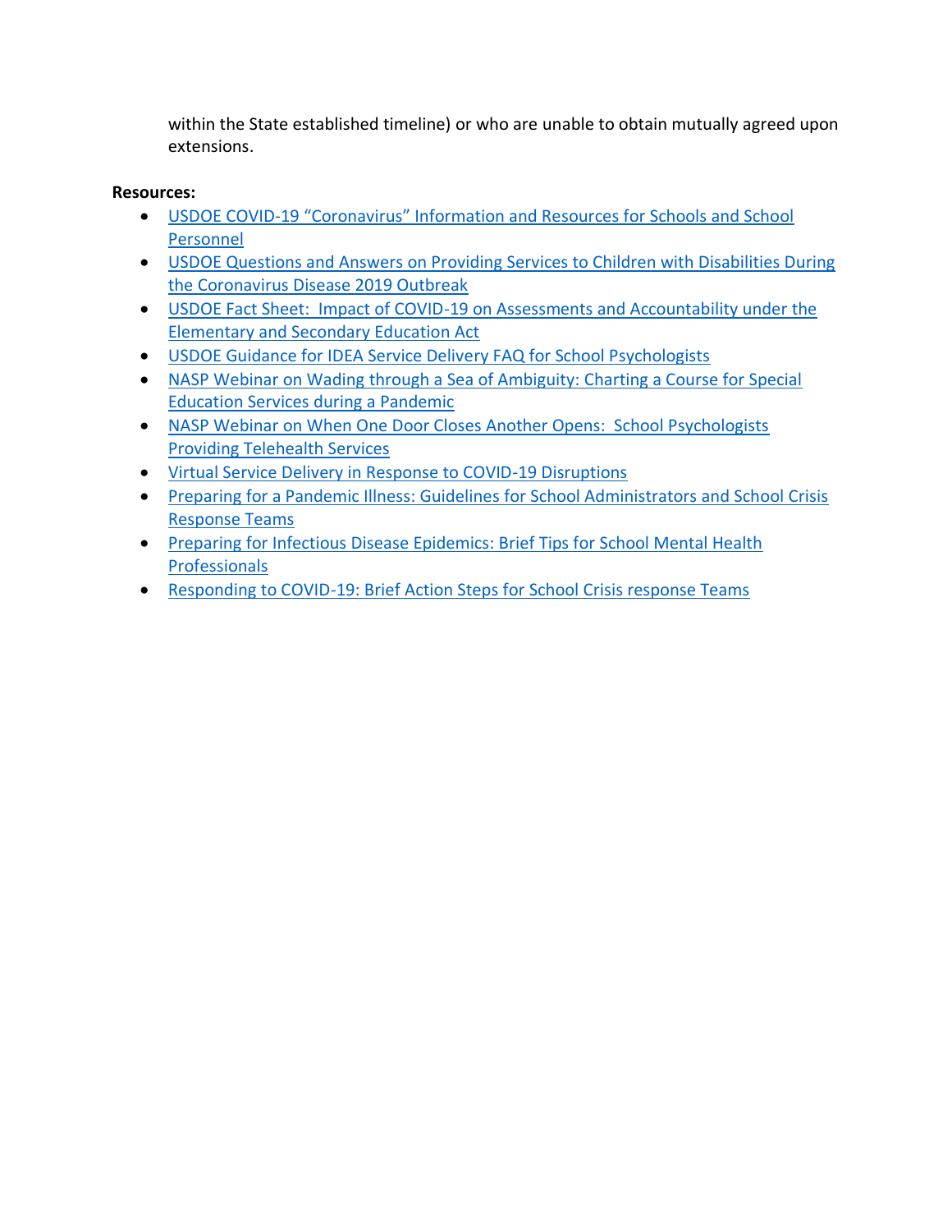within the State established timeline) or who are unable to obtain mutually agreed upon extensions.

**Resources:**

- USDOE COVID-19 "Coronavirus" Information and Resources for Schools and School Personnel
- USDOE Questions and Answers on Providing Services to Children with Disabilities During the Coronavirus Disease 2019 Outbreak
- USDOE Fact Sheet: Impact of COVID-19 on Assessments and Accountability under the Elementary and Secondary Education Act
- USDOE Guidance for IDEA Service Delivery FAQ for School Psychologists
- NASP Webinar on Wading through a Sea of Ambiguity: Charting a Course for Special Education Services during a Pandemic
- NASP Webinar on When One Door Closes Another Opens: School Psychologists Providing Telehealth Services
- Virtual Service Delivery in Response to COVID-19 Disruptions
- Preparing for a Pandemic Illness: Guidelines for School Administrators and School Crisis Response Teams
- Preparing for Infectious Disease Epidemics: Brief Tips for School Mental Health Professionals
- Responding to COVID-19: Brief Action Steps for School Crisis response Teams